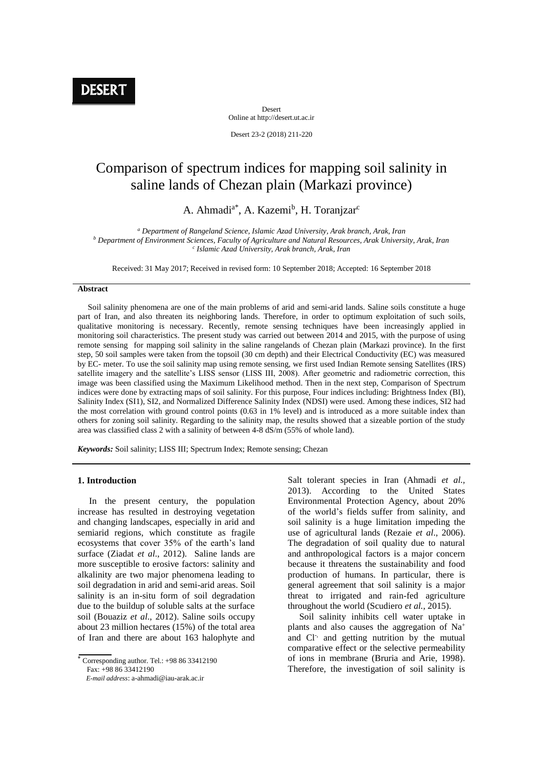# DESERT

Desert
Online at http://desert.ut.ac.ir

Desert 23-2 (2018) 211-220

# Comparison of spectrum indices for mapping soil salinity in saline lands of Chezan plain (Markazi province)

A. Ahmadi[a*], A. Kazemi[b], H. Toranjzar[c]

[a] *Department of Rangeland Science, Islamic Azad University, Arak branch, Arak, Iran*
[b] *Department of Environment Sciences, Faculty of Agriculture and Natural Resources, Arak University, Arak, Iran*
[c] *Islamic Azad University, Arak branch, Arak, Iran*

Received: 31 May 2017; Received in revised form: 10 September 2018; Accepted: 16 September 2018

### Abstract

Soil salinity phenomena are one of the main problems of arid and semi-arid lands. Saline soils constitute a huge part of Iran, and also threaten its neighboring lands. Therefore, in order to optimum exploitation of such soils, qualitative monitoring is necessary. Recently, remote sensing techniques have been increasingly applied in monitoring soil characteristics. The present study was carried out between 2014 and 2015, with the purpose of using remote sensing for mapping soil salinity in the saline rangelands of Chezan plain (Markazi province). In the first step, 50 soil samples were taken from the topsoil (30 cm depth) and their Electrical Conductivity (EC) was measured by EC- meter. To use the soil salinity map using remote sensing, we first used Indian Remote sensing Satellites (IRS) satellite imagery and the satellite's LISS sensor (LISS III, 2008). After geometric and radiometric correction, this image was been classified using the Maximum Likelihood method. Then in the next step, Comparison of Spectrum indices were done by extracting maps of soil salinity. For this purpose, Four indices including: Brightness Index (BI), Salinity Index (SI1), SI2, and Normalized Difference Salinity Index (NDSI) were used. Among these indices, SI2 had the most correlation with ground control points (0.63 in 1% level) and is introduced as a more suitable index than others for zoning soil salinity. Regarding to the salinity map, the results showed that a sizeable portion of the study area was classified class 2 with a salinity of between 4-8 dS/m (55% of whole land).

***Keywords:*** Soil salinity; LISS III; Spectrum Index; Remote sensing; Chezan

## 1. Introduction

In the present century, the population increase has resulted in destroying vegetation and changing landscapes, especially in arid and semiarid regions, which constitute as fragile ecosystems that cover 35% of the earth's land surface (Ziadat *et al*., 2012). Saline lands are more susceptible to erosive factors: salinity and alkalinity are two major phenomena leading to soil degradation in arid and semi-arid areas. Soil salinity is an in-situ form of soil degradation due to the buildup of soluble salts at the surface soil (Bouaziz *et al*., 2012). Saline soils occupy about 23 million hectares (15%) of the total area of Iran and there are about 163 halophyte and Salt tolerant species in Iran (Ahmadi *et al.*, 2013). According to the United States Environmental Protection Agency, about 20% of the world's fields suffer from salinity, and soil salinity is a huge limitation impeding the use of agricultural lands (Rezaie *et al*., 2006). The degradation of soil quality due to natural and anthropological factors is a major concern because it threatens the sustainability and food production of humans. In particular, there is general agreement that soil salinity is a major threat to irrigated and rain-fed agriculture throughout the world (Scudiero *et al.*, 2015).

Soil salinity inhibits cell water uptake in plants and also causes the aggregation of $Na^{+}$ and $Cl^{-}$ and getting nutrition by the mutual comparative effect or the selective permeability of ions in membrane (Bruria and Arie, 1998). Therefore, the investigation of soil salinity is

\* Corresponding author. Tel.: +98 86 33412190
Fax: +98 86 33412190
*E-mail address*: a-ahmadi@iau-arak.ac.ir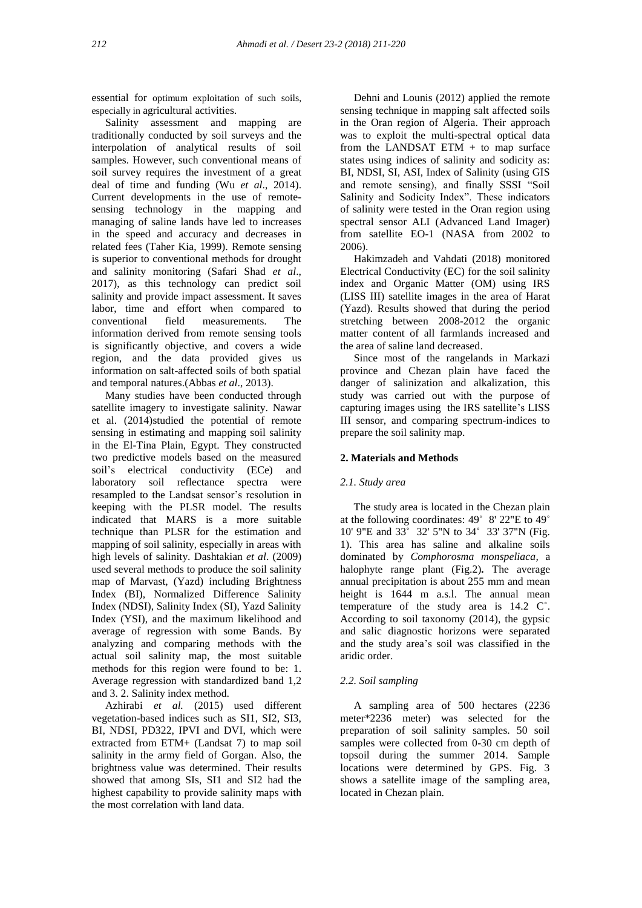essential for optimum exploitation of such soils, especially in agricultural activities.

Salinity assessment and mapping are traditionally conducted by soil surveys and the interpolation of analytical results of soil samples. However, such conventional means of soil survey requires the investment of a great deal of time and funding (Wu *et al*., 2014). Current developments in the use of remote-sensing technology in the mapping and managing of saline lands have led to increases in the speed and accuracy and decreases in related fees (Taher Kia, 1999). Remote sensing is superior to conventional methods for drought and salinity monitoring (Safari Shad *et al*., 2017), as this technology can predict soil salinity and provide impact assessment. It saves labor, time and effort when compared to conventional field measurements. The information derived from remote sensing tools is significantly objective, and covers a wide region, and the data provided gives us information on salt-affected soils of both spatial and temporal natures.(Abbas *et al*., 2013).

Many studies have been conducted through satellite imagery to investigate salinity. Nawar et al. (2014)studied the potential of remote sensing in estimating and mapping soil salinity in the El-Tina Plain, Egypt. They constructed two predictive models based on the measured soil's electrical conductivity (ECe) and laboratory soil reflectance spectra were resampled to the Landsat sensor's resolution in keeping with the PLSR model. The results indicated that MARS is a more suitable technique than PLSR for the estimation and mapping of soil salinity, especially in areas with high levels of salinity. Dashtakian *et al*. (2009) used several methods to produce the soil salinity map of Marvast, (Yazd) including Brightness Index (BI), Normalized Difference Salinity Index (NDSI), Salinity Index (SI), Yazd Salinity Index (YSI), and the maximum likelihood and average of regression with some Bands. By analyzing and comparing methods with the actual soil salinity map, the most suitable methods for this region were found to be: 1. Average regression with standardized band 1,2 and 3. 2. Salinity index method.

Azhirabi *et al.* (2015) used different vegetation-based indices such as SI1, SI2, SI3, BI, NDSI, PD322, IPVI and DVI, which were extracted from ETM+ (Landsat 7) to map soil salinity in the army field of Gorgan. Also, the brightness value was determined. Their results showed that among SIs, SI1 and SI2 had the highest capability to provide salinity maps with the most correlation with land data.

Dehni and Lounis (2012) applied the remote sensing technique in mapping salt affected soils in the Oran region of Algeria. Their approach was to exploit the multi-spectral optical data from the LANDSAT ETM + to map surface states using indices of salinity and sodicity as: BI, NDSI, SI, ASI, Index of Salinity (using GIS and remote sensing), and finally SSSI "Soil Salinity and Sodicity Index". These indicators of salinity were tested in the Oran region using spectral sensor ALI (Advanced Land Imager) from satellite EO-1 (NASA from 2002 to 2006).

Hakimzadeh and Vahdati (2018) monitored Electrical Conductivity (EC) for the soil salinity index and Organic Matter (OM) using IRS (LISS III) satellite images in the area of Harat (Yazd). Results showed that during the period stretching between 2008-2012 the organic matter content of all farmlands increased and the area of saline land decreased.

Since most of the rangelands in Markazi province and Chezan plain have faced the danger of salinization and alkalization, this study was carried out with the purpose of capturing images using the IRS satellite's LISS III sensor, and comparing spectrum-indices to prepare the soil salinity map.

## 2. Materials and Methods

### *2.1. Study area*

The study area is located in the Chezan plain at the following coordinates: 49˚ 8' 22"E to 49˚ 10' 9"E and 33˚ 32' 5"N to 34˚ 33' 37"N (Fig. 1). This area has saline and alkaline soils dominated by *Comphorosma monspeliaca*, a halophyte range plant (Fig.2)**.** The average annual precipitation is about 255 mm and mean height is 1644 m a.s.l. The annual mean temperature of the study area is 14.2 C˚. According to soil taxonomy (2014), the gypsic and salic diagnostic horizons were separated and the study area's soil was classified in the aridic order.

### *2.2. Soil sampling*

A sampling area of 500 hectares (2236 meter*2236 meter) was selected for the preparation of soil salinity samples. 50 soil samples were collected from 0-30 cm depth of topsoil during the summer 2014. Sample locations were determined by GPS. Fig. 3 shows a satellite image of the sampling area, located in Chezan plain.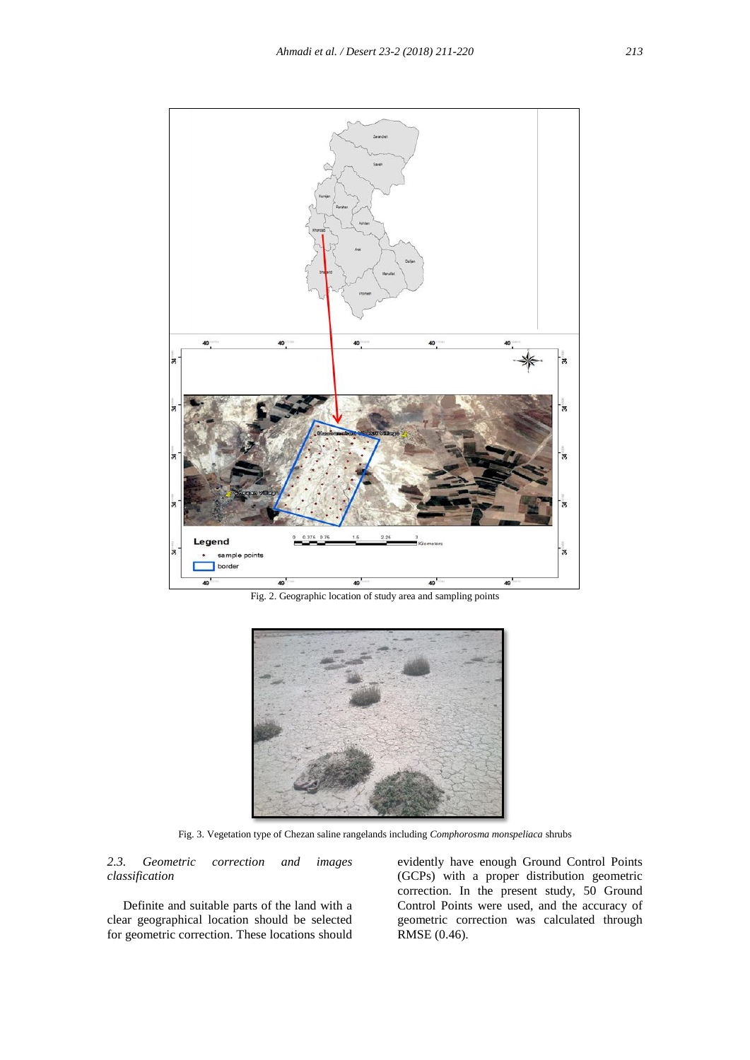Fig. 2. Geographic location of study area and sampling points

Fig. 3. Vegetation type of Chezan saline rangelands including *Comphorosma monspeliaca* shrubs

*2.3. Geometric correction and images classification*

Definite and suitable parts of the land with a clear geographical location should be selected for geometric correction. These locations should evidently have enough Ground Control Points (GCPs) with a proper distribution geometric correction. In the present study, 50 Ground Control Points were used, and the accuracy of geometric correction was calculated through RMSE (0.46).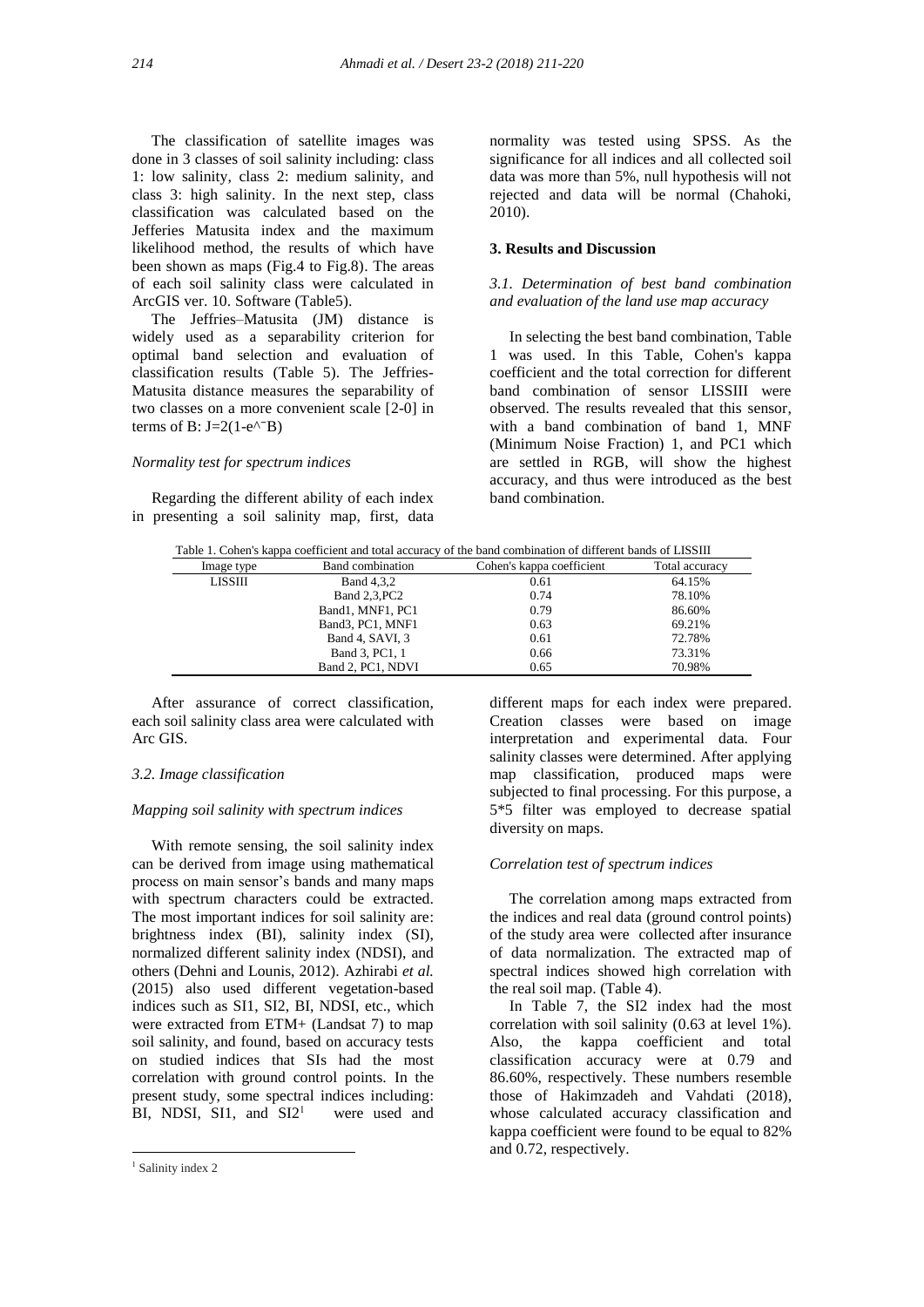The classification of satellite images was done in 3 classes of soil salinity including: class 1: low salinity, class 2: medium salinity, and class 3: high salinity. In the next step, class classification was calculated based on the Jefferies Matusita index and the maximum likelihood method, the results of which have been shown as maps (Fig.4 to Fig.8). The areas of each soil salinity class were calculated in ArcGIS ver. 10. Software (Table5).

The Jeffries–Matusita (JM) distance is widely used as a separability criterion for optimal band selection and evaluation of classification results (Table 5). The Jeffries-Matusita distance measures the separability of two classes on a more convenient scale [2-0] in terms of B: J=2(1-e^¯B)

*Normality test for spectrum indices*

Regarding the different ability of each index in presenting a soil salinity map, first, data normality was tested using SPSS. As the significance for all indices and all collected soil data was more than 5%, null hypothesis will not rejected and data will be normal (Chahoki, 2010).

## 3. Results and Discussion

### *3.1. Determination of best band combination and evaluation of the land use map accuracy*

In selecting the best band combination, Table 1 was used. In this Table, Cohen's kappa coefficient and the total correction for different band combination of sensor LISSIII were observed. The results revealed that this sensor, with a band combination of band 1, MNF (Minimum Noise Fraction) 1, and PC1 which are settled in RGB, will show the highest accuracy, and thus were introduced as the best band combination.

Table 1. Cohen's kappa coefficient and total accuracy of the band combination of different bands of LISSIII

| Image type | Band combination | Cohen's kappa coefficient | Total accuracy |
|---|---|---|---|
| LISSIII | Band 4,3,2 | 0.61 | 64.15% |
| | Band 2,3,PC2 | 0.74 | 78.10% |
| | Band1, MNF1, PC1 | 0.79 | 86.60% |
| | Band3, PC1, MNF1 | 0.63 | 69.21% |
| | Band 4, SAVI, 3 | 0.61 | 72.78% |
| | Band 3, PC1, 1 | 0.66 | 73.31% |
| | Band 2, PC1, NDVI | 0.65 | 70.98% |

After assurance of correct classification, each soil salinity class area were calculated with Arc GIS.

### *3.2. Image classification*

*Mapping soil salinity with spectrum indices*

With remote sensing, the soil salinity index can be derived from image using mathematical process on main sensor's bands and many maps with spectrum characters could be extracted. The most important indices for soil salinity are: brightness index (BI), salinity index (SI), normalized different salinity index (NDSI), and others (Dehni and Lounis, 2012). Azhirabi *et al.* (2015) also used different vegetation-based indices such as SI1, SI2, BI, NDSI, etc., which were extracted from ETM+ (Landsat 7) to map soil salinity, and found, based on accuracy tests on studied indices that SIs had the most correlation with ground control points. In the present study, some spectral indices including: BI, NDSI, SI1, and SI2[1] were used and different maps for each index were prepared. Creation classes were based on image interpretation and experimental data. Four salinity classes were determined. After applying map classification, produced maps were subjected to final processing. For this purpose, a 5*5 filter was employed to decrease spatial diversity on maps.

*Correlation test of spectrum indices*

The correlation among maps extracted from the indices and real data (ground control points) of the study area were collected after insurance of data normalization. The extracted map of spectral indices showed high correlation with the real soil map. (Table 4).

In Table 7, the SI2 index had the most correlation with soil salinity (0.63 at level 1%). Also, the kappa coefficient and total classification accuracy were at 0.79 and 86.60%, respectively. These numbers resemble those of Hakimzadeh and Vahdati (2018), whose calculated accuracy classification and kappa coefficient were found to be equal to 82% and 0.72, respectively.

[1] Salinity index 2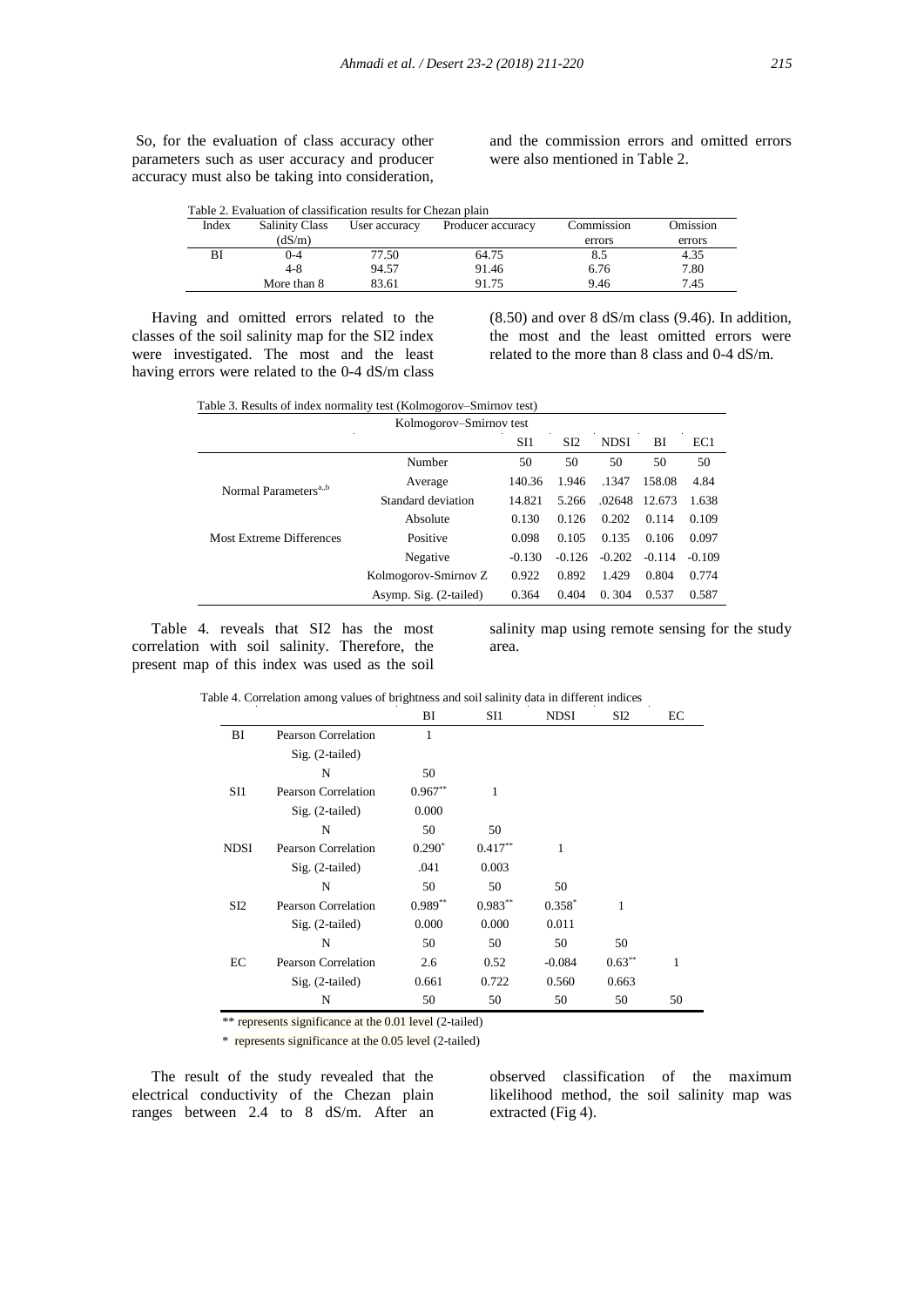So, for the evaluation of class accuracy other parameters such as user accuracy and producer accuracy must also be taking into consideration, and the commission errors and omitted errors were also mentioned in Table 2.

Table 2. Evaluation of classification results for Chezan plain

| Index | Salinity Class (dS/m) | User accuracy | Producer accuracy | Commission errors | Omission errors |
|---|---|---|---|---|---|
| BI | 0-4 | 77.50 | 64.75 | 8.5 | 4.35 |
| | 4-8 | 94.57 | 91.46 | 6.76 | 7.80 |
| | More than 8 | 83.61 | 91.75 | 9.46 | 7.45 |

Having and omitted errors related to the classes of the soil salinity map for the SI2 index were investigated. The most and the least having errors were related to the 0-4 dS/m class (8.50) and over 8 dS/m class (9.46). In addition, the most and the least omitted errors were related to the more than 8 class and 0-4 dS/m.

Table 3. Results of index normality test (Kolmogorov–Smirnov test)

| Kolmogorov–Smirnov test | | SI1 | SI2 | NDSI | BI | EC1 |
|---|---|---|---|---|---|---|
| | Number | 50 | 50 | 50 | 50 | 50 |
| Normal Parameters[a,b] | Average | 140.36 | 1.946 | .1347 | 158.08 | 4.84 |
| | Standard deviation | 14.821 | 5.266 | .02648 | 12.673 | 1.638 |
| Most Extreme Differences | Absolute | 0.130 | 0.126 | 0.202 | 0.114 | 0.109 |
| | Positive | 0.098 | 0.105 | 0.135 | 0.106 | 0.097 |
| | Negative | -0.130 | -0.126 | -0.202 | -0.114 | -0.109 |
| | Kolmogorov-Smirnov Z | 0.922 | 0.892 | 1.429 | 0.804 | 0.774 |
| | Asymp. Sig. (2-tailed) | 0.364 | 0.404 | 0. 304 | 0.537 | 0.587 |

Table 4. reveals that SI2 has the most correlation with soil salinity. Therefore, the present map of this index was used as the soil salinity map using remote sensing for the study area.

Table 4. Correlation among values of brightness and soil salinity data in different indices

| | | BI | SI1 | NDSI | SI2 | EC |
|---|---|---|---|---|---|---|
| BI | Pearson Correlation | 1 | | | | |
| | Sig. (2-tailed) | | | | | |
| | N | 50 | | | | |
| SI1 | Pearson Correlation | 0.967** | 1 | | | |
| | Sig. (2-tailed) | 0.000 | | | | |
| | N | 50 | 50 | | | |
| NDSI | Pearson Correlation | 0.290* | 0.417** | 1 | | |
| | Sig. (2-tailed) | .041 | 0.003 | | | |
| | N | 50 | 50 | 50 | | |
| SI2 | Pearson Correlation | 0.989** | 0.983** | 0.358* | 1 | |
| | Sig. (2-tailed) | 0.000 | 0.000 | 0.011 | | |
| | N | 50 | 50 | 50 | 50 | |
| EC | Pearson Correlation | 2.6 | 0.52 | -0.084 | 0.63** | 1 |
| | Sig. (2-tailed) | 0.661 | 0.722 | 0.560 | 0.663 | |
| | N | 50 | 50 | 50 | 50 | 50 |

** represents significance at the 0.01 level (2-tailed)

\* represents significance at the 0.05 level (2-tailed)

The result of the study revealed that the electrical conductivity of the Chezan plain ranges between 2.4 to 8 dS/m. After an observed classification of the maximum likelihood method, the soil salinity map was extracted (Fig 4).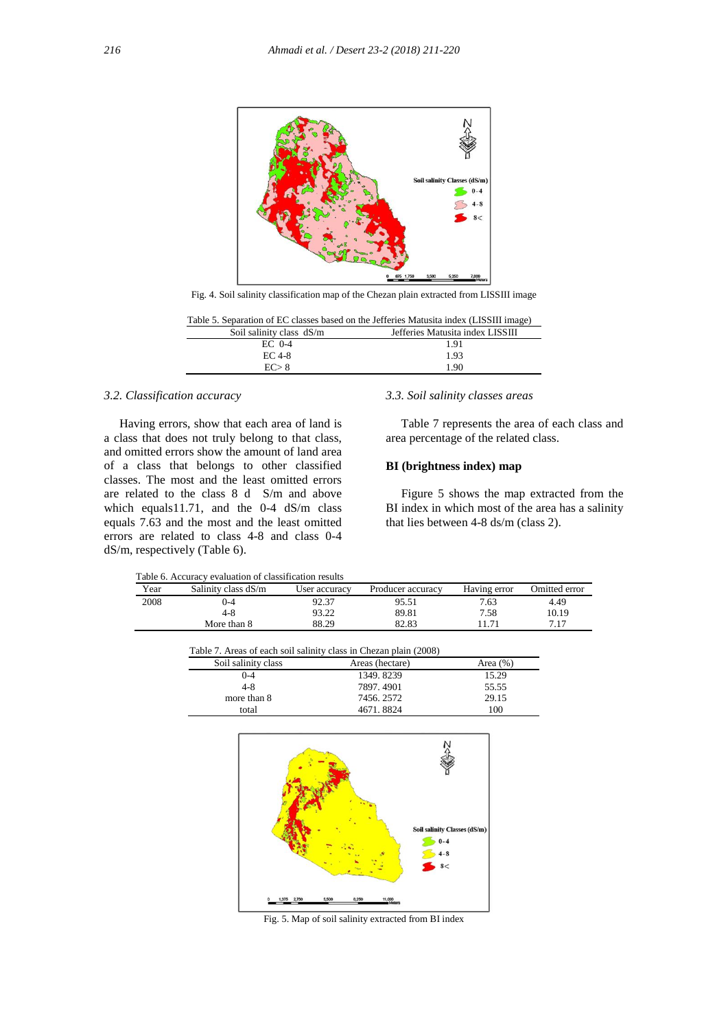Fig. 4. Soil salinity classification map of the Chezan plain extracted from LISSIII image

Table 5. Separation of EC classes based on the Jefferies Matusita index (LISSIII image)

| Soil salinity class dS/m | Jefferies Matusita index LISSIII |
|---|---|
| EC 0-4 | 1.91 |
| EC 4-8 | 1.93 |
| EC> 8 | 1.90 |

### 3.2. Classification accuracy

Having errors, show that each area of land is a class that does not truly belong to that class, and omitted errors show the amount of land area of a class that belongs to other classified classes. The most and the least omitted errors are related to the class 8 d S/m and above which equals11.71, and the 0-4 dS/m class equals 7.63 and the most and the least omitted errors are related to class 4-8 and class 0-4 dS/m, respectively (Table 6).

### 3.3. Soil salinity classes areas

Table 7 represents the area of each class and area percentage of the related class.

**BI (brightness index) map**

Figure 5 shows the map extracted from the BI index in which most of the area has a salinity that lies between 4-8 ds/m (class 2).

Table 6. Accuracy evaluation of classification results

| Year | Salinity class dS/m | User accuracy | Producer accuracy | Having error | Omitted error |
|---|---|---|---|---|---|
| 2008 | 0-4 | 92.37 | 95.51 | 7.63 | 4.49 |
| | 4-8 | 93.22 | 89.81 | 7.58 | 10.19 |
| | More than 8 | 88.29 | 82.83 | 11.71 | 7.17 |

Table 7. Areas of each soil salinity class in Chezan plain (2008)

| Soil salinity class | Areas (hectare) | Area (%) |
|---|---|---|
| 0-4 | 1349. 8239 | 15.29 |
| 4-8 | 7897. 4901 | 55.55 |
| more than 8 | 7456. 2572 | 29.15 |
| total | 4671. 8824 | 100 |

Fig. 5. Map of soil salinity extracted from BI index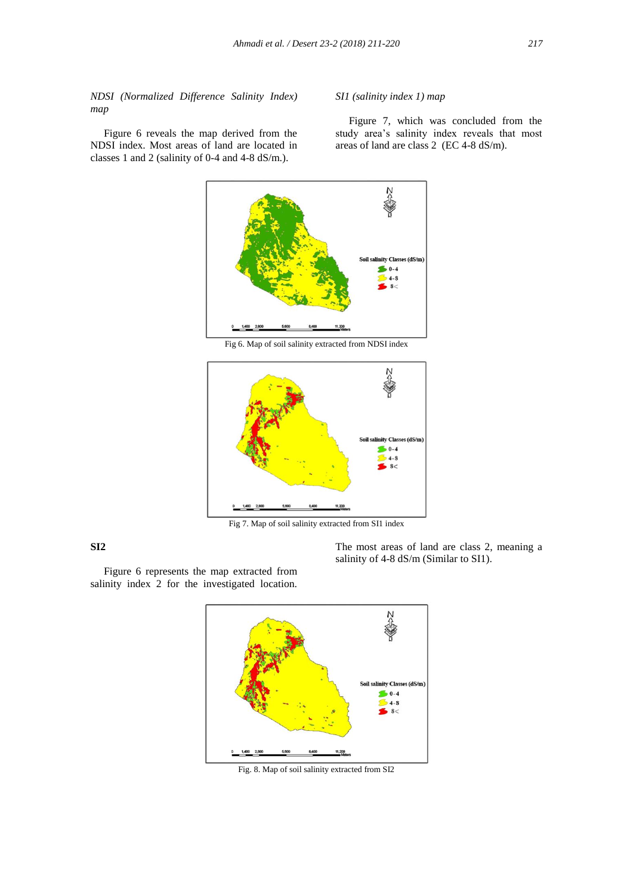*NDSI (Normalized Difference Salinity Index) map*

Figure 6 reveals the map derived from the NDSI index. Most areas of land are located in classes 1 and 2 (salinity of 0-4 and 4-8 dS/m.).

*SI1 (salinity index 1) map*

Figure 7, which was concluded from the study area's salinity index reveals that most areas of land are class 2 (EC 4-8 dS/m).

Fig 6. Map of soil salinity extracted from NDSI index

Fig 7. Map of soil salinity extracted from SI1 index

**SI2**

Figure 6 represents the map extracted from salinity index 2 for the investigated location. The most areas of land are class 2, meaning a salinity of 4-8 dS/m (Similar to SI1).

Fig. 8. Map of soil salinity extracted from SI2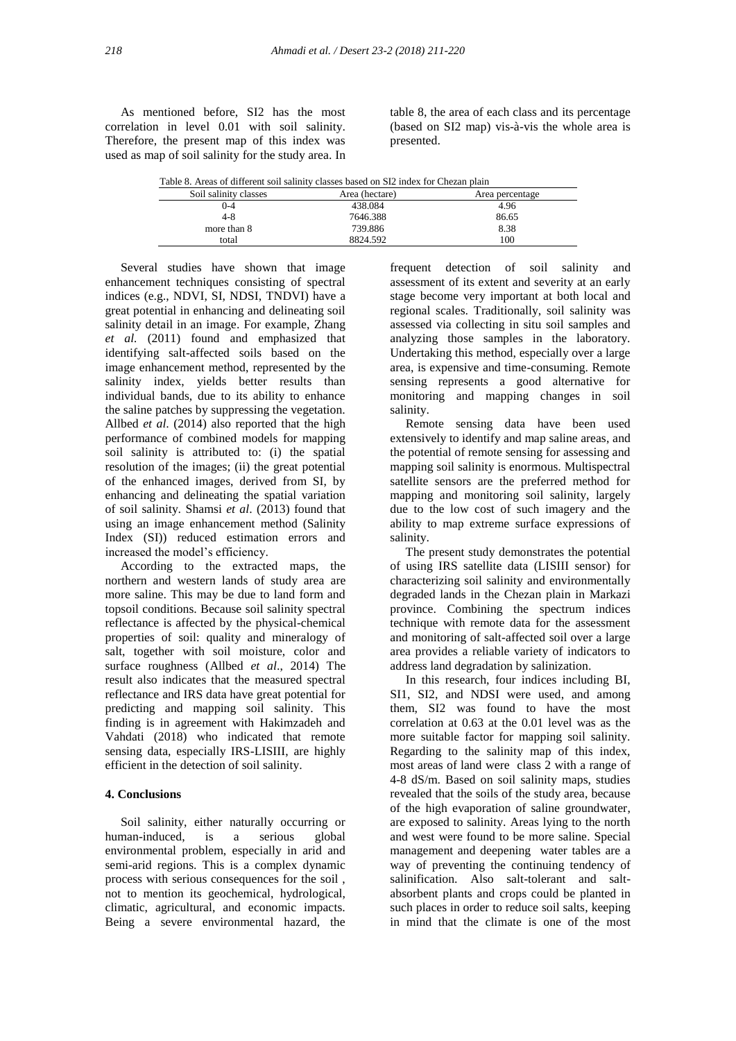As mentioned before, SI2 has the most correlation in level 0.01 with soil salinity. Therefore, the present map of this index was used as map of soil salinity for the study area. In table 8, the area of each class and its percentage (based on SI2 map) vis-à-vis the whole area is presented.

Table 8. Areas of different soil salinity classes based on SI2 index for Chezan plain

| Soil salinity classes | Area (hectare) | Area percentage |
|---|---|---|
| 0-4 | 438.084 | 4.96 |
| 4-8 | 7646.388 | 86.65 |
| more than 8 | 739.886 | 8.38 |
| total | 8824.592 | 100 |

Several studies have shown that image enhancement techniques consisting of spectral indices (e.g., NDVI, SI, NDSI, TNDVI) have a great potential in enhancing and delineating soil salinity detail in an image. For example, Zhang *et al.* (2011) found and emphasized that identifying salt-affected soils based on the image enhancement method, represented by the salinity index, yields better results than individual bands, due to its ability to enhance the saline patches by suppressing the vegetation. Allbed *et al.* (2014) also reported that the high performance of combined models for mapping soil salinity is attributed to: (i) the spatial resolution of the images; (ii) the great potential of the enhanced images, derived from SI, by enhancing and delineating the spatial variation of soil salinity. Shamsi *et al*. (2013) found that using an image enhancement method (Salinity Index (SI)) reduced estimation errors and increased the model's efficiency.

According to the extracted maps, the northern and western lands of study area are more saline. This may be due to land form and topsoil conditions. Because soil salinity spectral reflectance is affected by the physical-chemical properties of soil: quality and mineralogy of salt, together with soil moisture, color and surface roughness (Allbed *et al*., 2014) The result also indicates that the measured spectral reflectance and IRS data have great potential for predicting and mapping soil salinity. This finding is in agreement with Hakimzadeh and Vahdati (2018) who indicated that remote sensing data, especially IRS-LISIII, are highly efficient in the detection of soil salinity.

## 4. Conclusions

Soil salinity, either naturally occurring or human-induced, is a serious global environmental problem, especially in arid and semi-arid regions. This is a complex dynamic process with serious consequences for the soil , not to mention its geochemical, hydrological, climatic, agricultural, and economic impacts. Being a severe environmental hazard, the frequent detection of soil salinity and assessment of its extent and severity at an early stage become very important at both local and regional scales. Traditionally, soil salinity was assessed via collecting in situ soil samples and analyzing those samples in the laboratory. Undertaking this method, especially over a large area, is expensive and time-consuming. Remote sensing represents a good alternative for monitoring and mapping changes in soil salinity.

Remote sensing data have been used extensively to identify and map saline areas, and the potential of remote sensing for assessing and mapping soil salinity is enormous. Multispectral satellite sensors are the preferred method for mapping and monitoring soil salinity, largely due to the low cost of such imagery and the ability to map extreme surface expressions of salinity.

The present study demonstrates the potential of using IRS satellite data (LISIII sensor) for characterizing soil salinity and environmentally degraded lands in the Chezan plain in Markazi province. Combining the spectrum indices technique with remote data for the assessment and monitoring of salt-affected soil over a large area provides a reliable variety of indicators to address land degradation by salinization.

In this research, four indices including BI, SI1, SI2, and NDSI were used, and among them, SI2 was found to have the most correlation at 0.63 at the 0.01 level was as the more suitable factor for mapping soil salinity. Regarding to the salinity map of this index, most areas of land were class 2 with a range of 4-8 dS/m. Based on soil salinity maps, studies revealed that the soils of the study area, because of the high evaporation of saline groundwater, are exposed to salinity. Areas lying to the north and west were found to be more saline. Special management and deepening water tables are a way of preventing the continuing tendency of salinification. Also salt-tolerant and salt-absorbent plants and crops could be planted in such places in order to reduce soil salts, keeping in mind that the climate is one of the most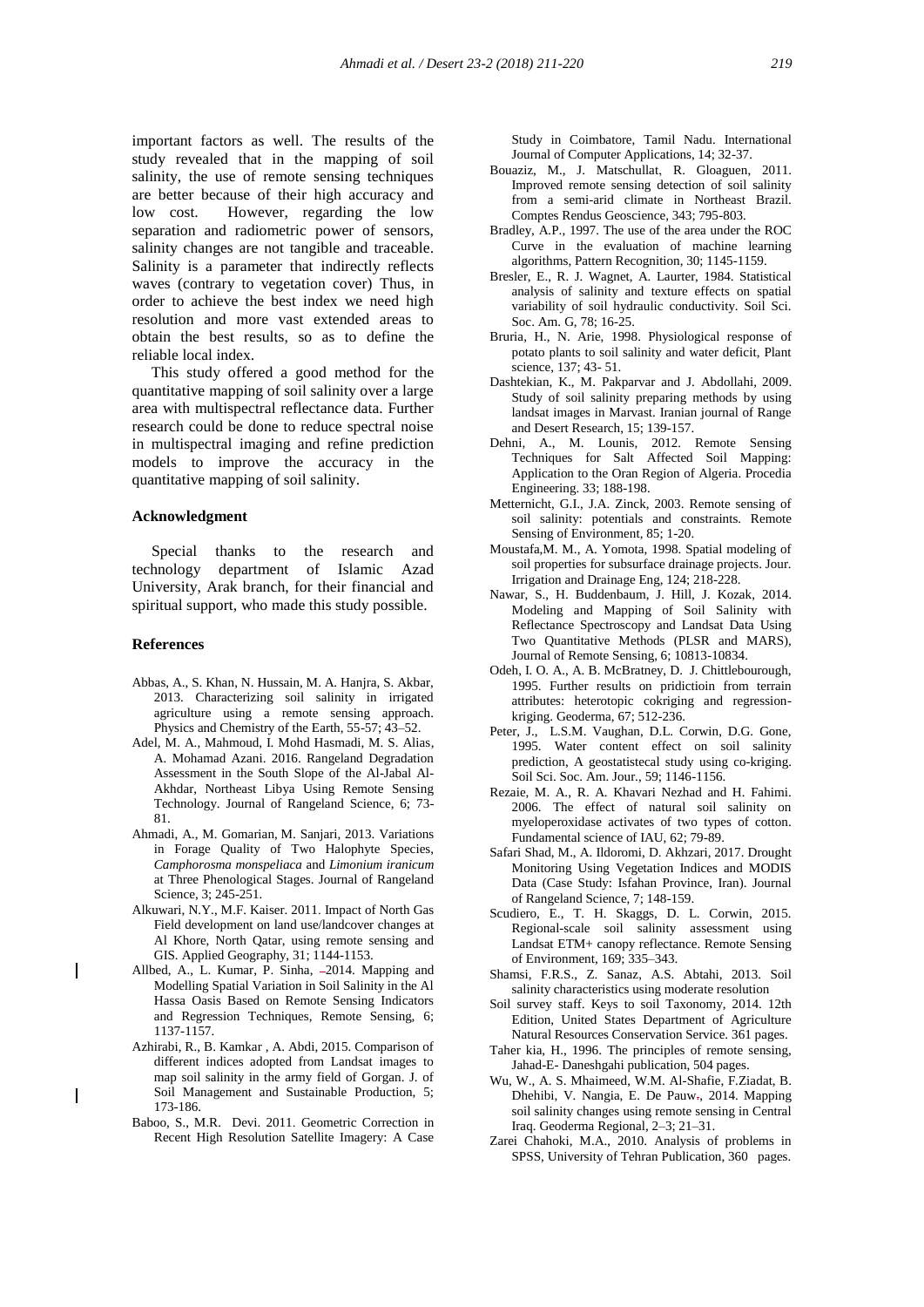important factors as well. The results of the study revealed that in the mapping of soil salinity, the use of remote sensing techniques are better because of their high accuracy and low cost. However, regarding the low separation and radiometric power of sensors, salinity changes are not tangible and traceable. Salinity is a parameter that indirectly reflects waves (contrary to vegetation cover) Thus, in order to achieve the best index we need high resolution and more vast extended areas to obtain the best results, so as to define the reliable local index.

This study offered a good method for the quantitative mapping of soil salinity over a large area with multispectral reflectance data. Further research could be done to reduce spectral noise in multispectral imaging and refine prediction models to improve the accuracy in the quantitative mapping of soil salinity.

## Acknowledgment

Special thanks to the research and technology department of Islamic Azad University, Arak branch, for their financial and spiritual support, who made this study possible.

## References

Abbas, A., S. Khan, N. Hussain, M. A. Hanjra, S. Akbar, 2013. Characterizing soil salinity in irrigated agriculture using a remote sensing approach. Physics and Chemistry of the Earth, 55-57; 43–52.

Adel, M. A., Mahmoud, I. Mohd Hasmadi, M. S. Alias, A. Mohamad Azani. 2016. Rangeland Degradation Assessment in the South Slope of the Al-Jabal Al-Akhdar, Northeast Libya Using Remote Sensing Technology. Journal of Rangeland Science, 6; 73-81.

Ahmadi, A., M. Gomarian, M. Sanjari, 2013. Variations in Forage Quality of Two Halophyte Species, *Camphorosma monspeliaca* and *Limonium iranicum* at Three Phenological Stages. Journal of Rangeland Science, 3; 245-251.

Alkuwari, N.Y., M.F. Kaiser. 2011. Impact of North Gas Field development on land use/landcover changes at Al Khore, North Qatar, using remote sensing and GIS. Applied Geography, 31; 1144-1153.

Allbed, A., L. Kumar, P. Sinha, -2014. Mapping and Modelling Spatial Variation in Soil Salinity in the Al Hassa Oasis Based on Remote Sensing Indicators and Regression Techniques, Remote Sensing, 6; 1137-1157.

Azhirabi, R., B. Kamkar , A. Abdi, 2015. Comparison of different indices adopted from Landsat images to map soil salinity in the army field of Gorgan. J. of Soil Management and Sustainable Production, 5; 173-186.

Baboo, S., M.R. Devi. 2011. Geometric Correction in Recent High Resolution Satellite Imagery: A Case Study in Coimbatore, Tamil Nadu. International Journal of Computer Applications, 14; 32-37.

Bouaziz, M., J. Matschullat, R. Gloaguen, 2011. Improved remote sensing detection of soil salinity from a semi-arid climate in Northeast Brazil. Comptes Rendus Geoscience, 343; 795-803.

Bradley, A.P., 1997. The use of the area under the ROC Curve in the evaluation of machine learning algorithms, Pattern Recognition, 30; 1145-1159.

Bresler, E., R. J. Wagnet, A. Laurter, 1984. Statistical analysis of salinity and texture effects on spatial variability of soil hydraulic conductivity. Soil Sci. Soc. Am. G, 78; 16-25.

Bruria, H., N. Arie, 1998. Physiological response of potato plants to soil salinity and water deficit, Plant science, 137; 43- 51.

Dashtekian, K., M. Pakparvar and J. Abdollahi, 2009. Study of soil salinity preparing methods by using landsat images in Marvast. Iranian journal of Range and Desert Research, 15; 139-157.

Dehni, A., M. Lounis, 2012. Remote Sensing Techniques for Salt Affected Soil Mapping: Application to the Oran Region of Algeria. Procedia Engineering. 33; 188-198.

Metternicht, G.I., J.A. Zinck, 2003. Remote sensing of soil salinity: potentials and constraints. Remote Sensing of Environment, 85; 1-20.

Moustafa,M. M., A. Yomota, 1998. Spatial modeling of soil properties for subsurface drainage projects. Jour. Irrigation and Drainage Eng, 124; 218-228.

Nawar, S., H. Buddenbaum, J. Hill, J. Kozak, 2014. Modeling and Mapping of Soil Salinity with Reflectance Spectroscopy and Landsat Data Using Two Quantitative Methods (PLSR and MARS), Journal of Remote Sensing, 6; 10813-10834.

Odeh, I. O. A., A. B. McBratney, D. J. Chittlebourough, 1995. Further results on prictioin from terrain attributes: heterotopic cokriging and regression-kriging. Geoderma, 67; 512-236.

Peter, J., L.S.M. Vaughan, D.L. Corwin, D.G. Gone, 1995. Water content effect on soil salinity prediction, A geostatistecal study using co-kriging. Soil Sci. Soc. Am. Jour., 59; 1146-1156.

Rezaie, M. A., R. A. Khavari Nezhad and H. Fahimi. 2006. The effect of natural soil salinity on myeloperoxidase activates of two types of cotton. Fundamental science of IAU, 62; 79-89.

Safari Shad, M., A. Ildoromi, D. Akhzari, 2017. Drought Monitoring Using Vegetation Indices and MODIS Data (Case Study: Isfahan Province, Iran). Journal of Rangeland Science, 7; 148-159.

Scudiero, E., T. H. Skaggs, D. L. Corwin, 2015. Regional-scale soil salinity assessment using Landsat ETM+ canopy reflectance. Remote Sensing of Environment, 169; 335–343.

Shamsi, F.R.S., Z. Sanaz, A.S. Abtahi, 2013. Soil salinity characteristics using moderate resolution

Soil survey staff. Keys to soil Taxonomy, 2014. 12th Edition, United States Department of Agriculture Natural Resources Conservation Service. 361 pages.

Taher kia, H., 1996. The principles of remote sensing, Jahad-E- Daneshgahi publication, 504 pages.

Wu, W., A. S. Mhaimeed, W.M. Al-Shafie, F.Ziadat, B. Dhehibi, V. Nangia, E. De Pauw., 2014. Mapping soil salinity changes using remote sensing in Central Iraq. Geoderma Regional, 2–3; 21–31.

Zarei Chahoki, M.A., 2010. Analysis of problems in SPSS, University of Tehran Publication, 360 pages.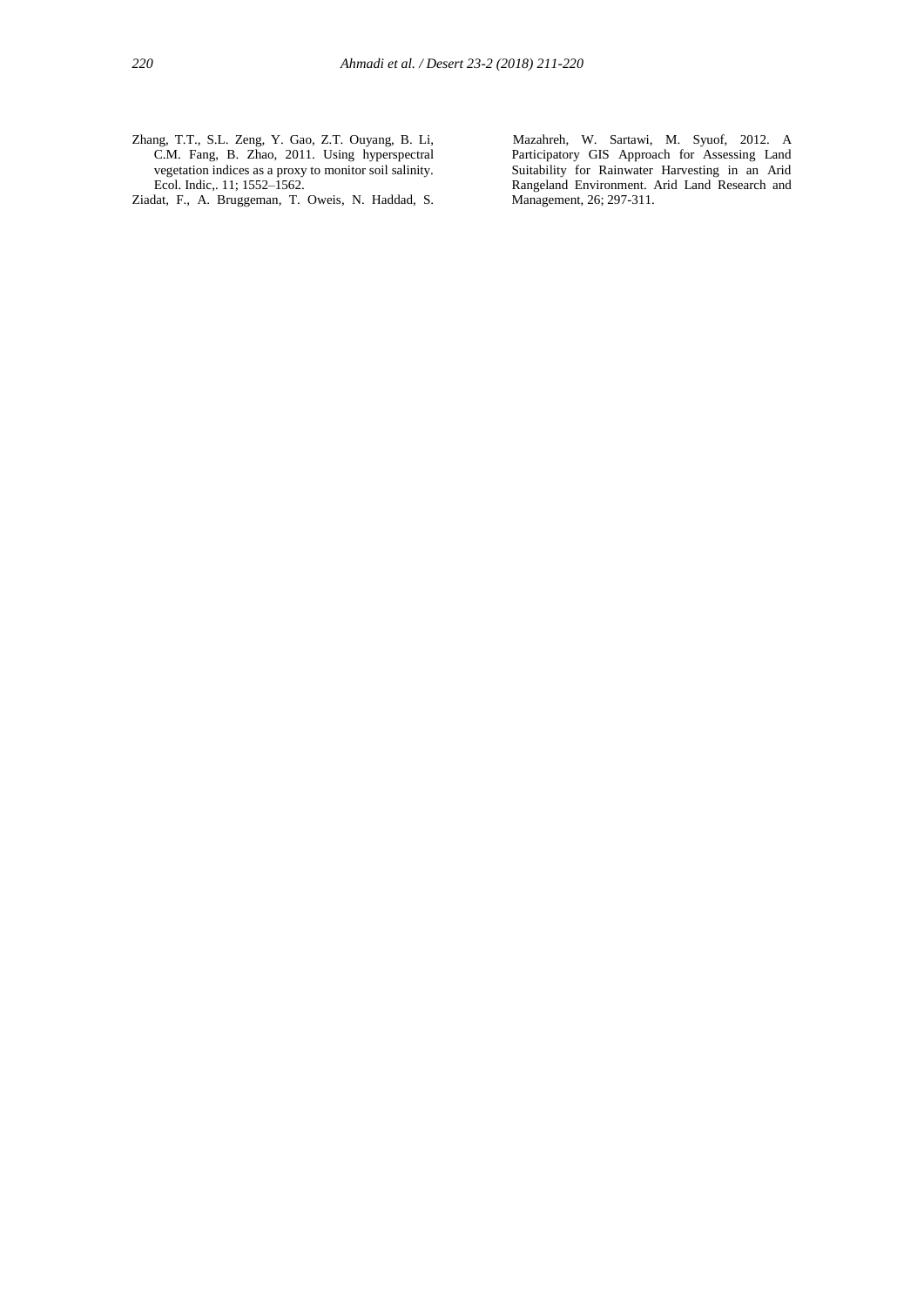Zhang, T.T., S.L. Zeng, Y. Gao, Z.T. Ouyang, B. Li, C.M. Fang, B. Zhao, 2011. Using hyperspectral vegetation indices as a proxy to monitor soil salinity. Ecol. Indic,. 11; 1552–1562.

Ziadat, F., A. Bruggeman, T. Oweis, N. Haddad, S. Mazahreh, W. Sartawi, M. Syuof, 2012. A Participatory GIS Approach for Assessing Land Suitability for Rainwater Harvesting in an Arid Rangeland Environment. Arid Land Research and Management, 26; 297-311.